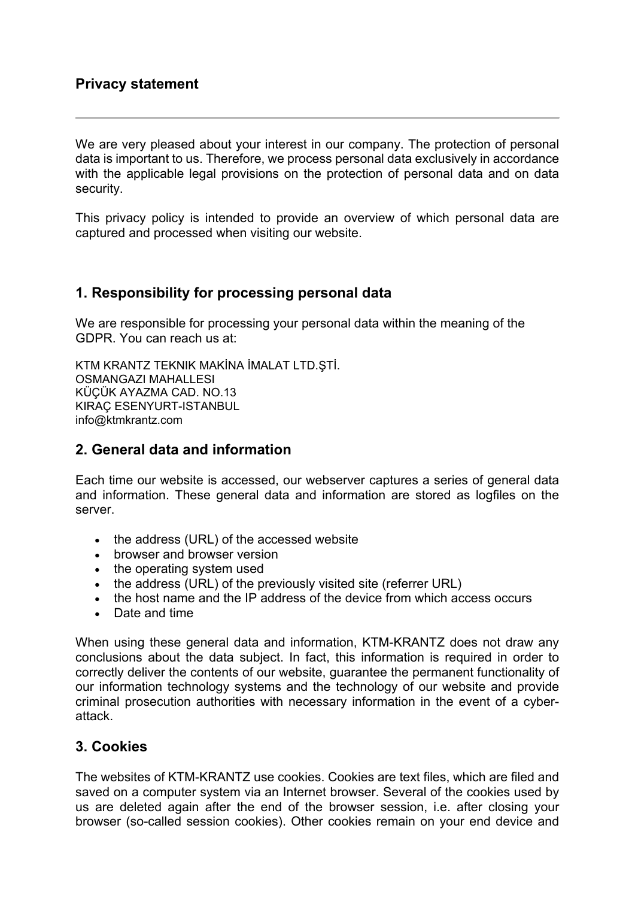## Privacy statement

---

We are very pleased about your interest in our company. The protection of personal data is important to us. Therefore, we process personal data exclusively in accordance with the applicable legal provisions on the protection of personal data and on data security.

This privacy policy is intended to provide an overview of which personal data are captured and processed when visiting our website.

## 1. Responsibility for processing personal data

We are responsible for processing your personal data within the meaning of the GDPR. You can reach us at:

KTM KRANTZ TEKNIK MAKİNA İMALAT LTD.ŞTİ.
OSMANGAZI MAHALLESI
KÜÇÜK AYAZMA CAD. NO.13
KIRAÇ ESENYURT-ISTANBUL
info@ktmkrantz.com

## 2. General data and information

Each time our website is accessed, our webserver captures a series of general data and information. These general data and information are stored as logfiles on the server.

- the address (URL) of the accessed website
- browser and browser version
- the operating system used
- the address (URL) of the previously visited site (referrer URL)
- the host name and the IP address of the device from which access occurs
- Date and time

When using these general data and information, KTM-KRANTZ does not draw any conclusions about the data subject. In fact, this information is required in order to correctly deliver the contents of our website, guarantee the permanent functionality of our information technology systems and the technology of our website and provide criminal prosecution authorities with necessary information in the event of a cyber-attack.

## 3. Cookies

The websites of KTM-KRANTZ use cookies. Cookies are text files, which are filed and saved on a computer system via an Internet browser. Several of the cookies used by us are deleted again after the end of the browser session, i.e. after closing your browser (so-called session cookies). Other cookies remain on your end device and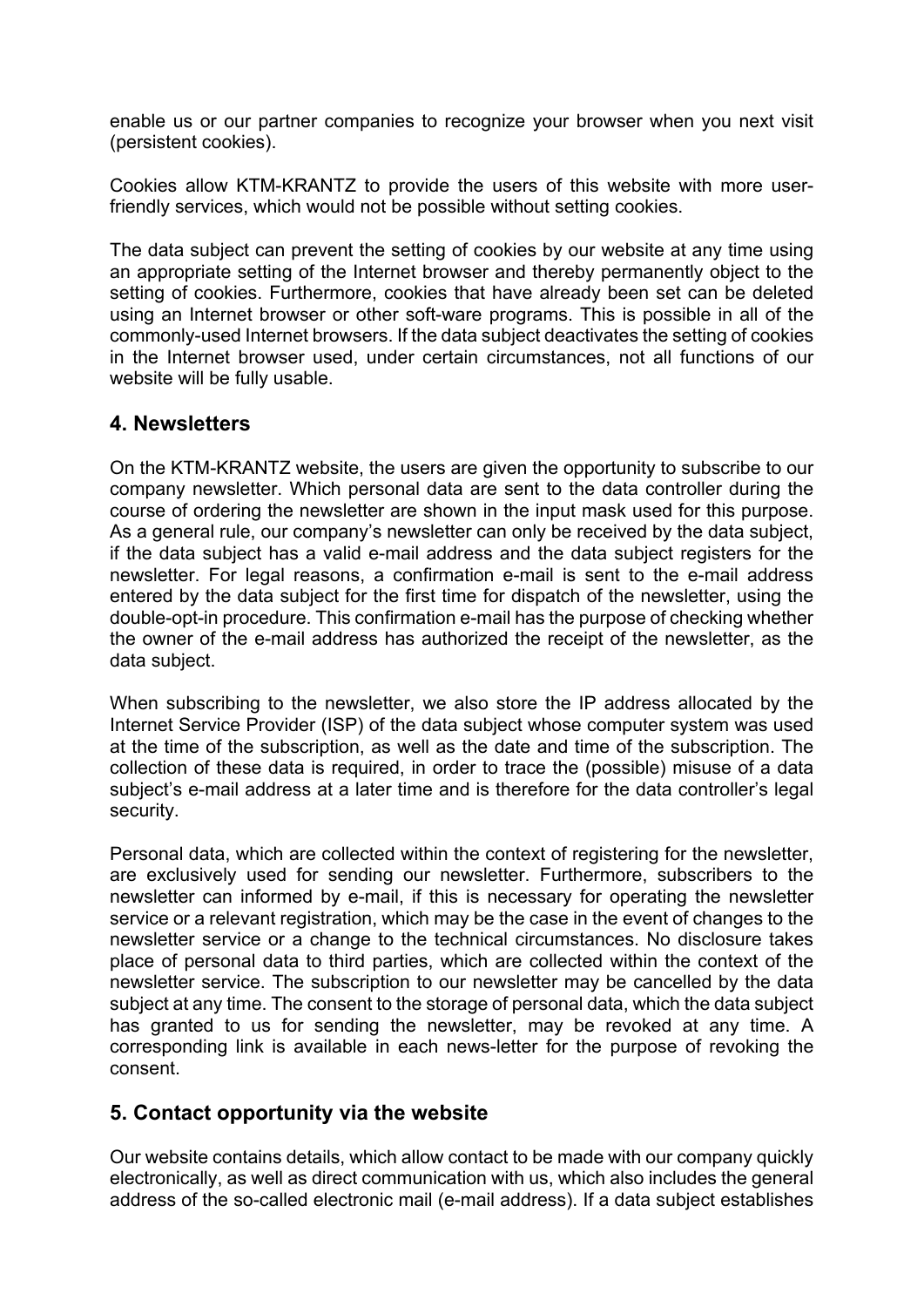enable us or our partner companies to recognize your browser when you next visit (persistent cookies).

Cookies allow KTM-KRANTZ to provide the users of this website with more user-friendly services, which would not be possible without setting cookies.

The data subject can prevent the setting of cookies by our website at any time using an appropriate setting of the Internet browser and thereby permanently object to the setting of cookies. Furthermore, cookies that have already been set can be deleted using an Internet browser or other soft-ware programs. This is possible in all of the commonly-used Internet browsers. If the data subject deactivates the setting of cookies in the Internet browser used, under certain circumstances, not all functions of our website will be fully usable.

## 4. Newsletters

On the KTM-KRANTZ website, the users are given the opportunity to subscribe to our company newsletter. Which personal data are sent to the data controller during the course of ordering the newsletter are shown in the input mask used for this purpose. As a general rule, our company's newsletter can only be received by the data subject, if the data subject has a valid e-mail address and the data subject registers for the newsletter. For legal reasons, a confirmation e-mail is sent to the e-mail address entered by the data subject for the first time for dispatch of the newsletter, using the double-opt-in procedure. This confirmation e-mail has the purpose of checking whether the owner of the e-mail address has authorized the receipt of the newsletter, as the data subject.

When subscribing to the newsletter, we also store the IP address allocated by the Internet Service Provider (ISP) of the data subject whose computer system was used at the time of the subscription, as well as the date and time of the subscription. The collection of these data is required, in order to trace the (possible) misuse of a data subject's e-mail address at a later time and is therefore for the data controller's legal security.

Personal data, which are collected within the context of registering for the newsletter, are exclusively used for sending our newsletter. Furthermore, subscribers to the newsletter can informed by e-mail, if this is necessary for operating the newsletter service or a relevant registration, which may be the case in the event of changes to the newsletter service or a change to the technical circumstances. No disclosure takes place of personal data to third parties, which are collected within the context of the newsletter service. The subscription to our newsletter may be cancelled by the data subject at any time. The consent to the storage of personal data, which the data subject has granted to us for sending the newsletter, may be revoked at any time. A corresponding link is available in each news-letter for the purpose of revoking the consent.

## 5. Contact opportunity via the website

Our website contains details, which allow contact to be made with our company quickly electronically, as well as direct communication with us, which also includes the general address of the so-called electronic mail (e-mail address). If a data subject establishes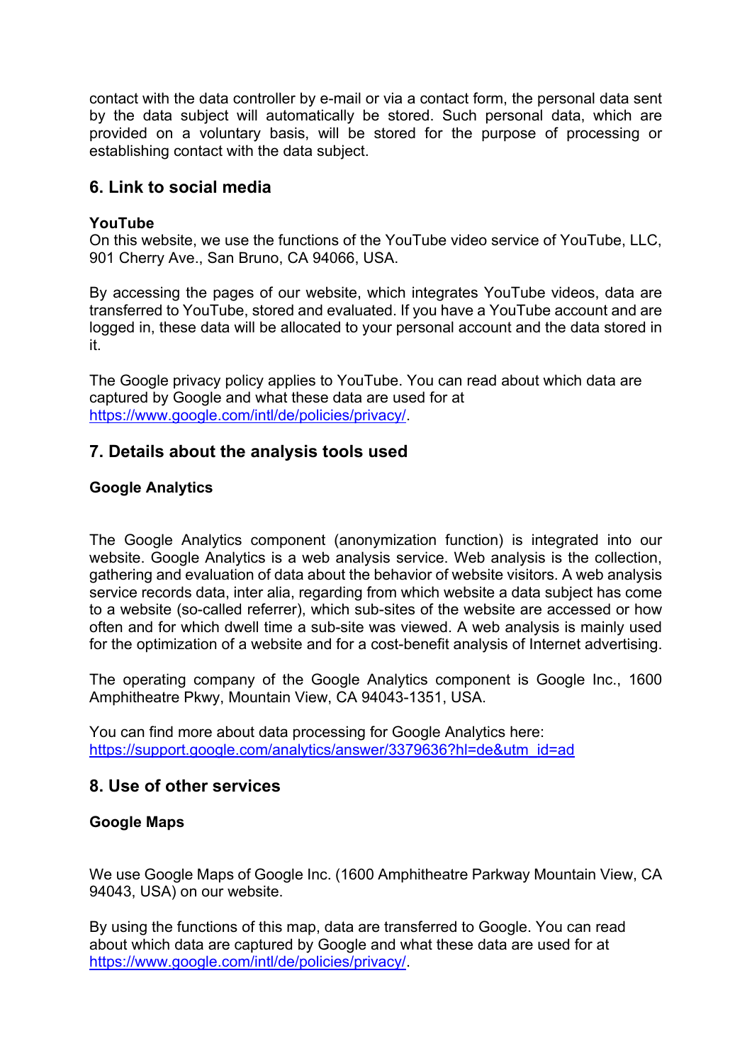contact with the data controller by e-mail or via a contact form, the personal data sent by the data subject will automatically be stored. Such personal data, which are provided on a voluntary basis, will be stored for the purpose of processing or establishing contact with the data subject.

## 6. Link to social media

**YouTube**

On this website, we use the functions of the YouTube video service of YouTube, LLC, 901 Cherry Ave., San Bruno, CA 94066, USA.

By accessing the pages of our website, which integrates YouTube videos, data are transferred to YouTube, stored and evaluated. If you have a YouTube account and are logged in, these data will be allocated to your personal account and the data stored in it.

The Google privacy policy applies to YouTube. You can read about which data are captured by Google and what these data are used for at [https://www.google.com/intl/de/policies/privacy/](https://www.google.com/intl/de/policies/privacy/).

## 7. Details about the analysis tools used

**Google Analytics**

The Google Analytics component (anonymization function) is integrated into our website. Google Analytics is a web analysis service. Web analysis is the collection, gathering and evaluation of data about the behavior of website visitors. A web analysis service records data, inter alia, regarding from which website a data subject has come to a website (so-called referrer), which sub-sites of the website are accessed or how often and for which dwell time a sub-site was viewed. A web analysis is mainly used for the optimization of a website and for a cost-benefit analysis of Internet advertising.

The operating company of the Google Analytics component is Google Inc., 1600 Amphitheatre Pkwy, Mountain View, CA 94043-1351, USA.

You can find more about data processing for Google Analytics here: [https://support.google.com/analytics/answer/3379636?hl=de&utm_id=ad](https://support.google.com/analytics/answer/3379636?hl=de&utm_id=ad)

## 8. Use of other services

**Google Maps**

We use Google Maps of Google Inc. (1600 Amphitheatre Parkway Mountain View, CA 94043, USA) on our website.

By using the functions of this map, data are transferred to Google. You can read about which data are captured by Google and what these data are used for at [https://www.google.com/intl/de/policies/privacy/](https://www.google.com/intl/de/policies/privacy/).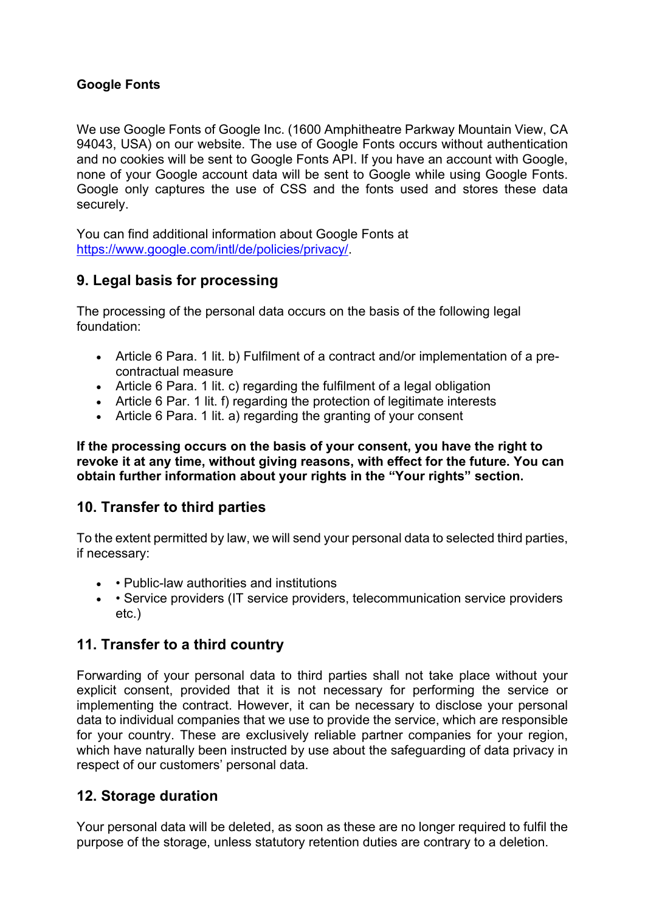**Google Fonts**

We use Google Fonts of Google Inc. (1600 Amphitheatre Parkway Mountain View, CA 94043, USA) on our website. The use of Google Fonts occurs without authentication and no cookies will be sent to Google Fonts API. If you have an account with Google, none of your Google account data will be sent to Google while using Google Fonts. Google only captures the use of CSS and the fonts used and stores these data securely.

You can find additional information about Google Fonts at [https://www.google.com/intl/de/policies/privacy/](https://www.google.com/intl/de/policies/privacy/).

## 9. Legal basis for processing

The processing of the personal data occurs on the basis of the following legal foundation:

- Article 6 Para. 1 lit. b) Fulfilment of a contract and/or implementation of a pre-contractual measure
- Article 6 Para. 1 lit. c) regarding the fulfilment of a legal obligation
- Article 6 Par. 1 lit. f) regarding the protection of legitimate interests
- Article 6 Para. 1 lit. a) regarding the granting of your consent

**If the processing occurs on the basis of your consent, you have the right to revoke it at any time, without giving reasons, with effect for the future. You can obtain further information about your rights in the "Your rights" section.**

## 10. Transfer to third parties

To the extent permitted by law, we will send your personal data to selected third parties, if necessary:

- • Public-law authorities and institutions
- • Service providers (IT service providers, telecommunication service providers etc.)

## 11. Transfer to a third country

Forwarding of your personal data to third parties shall not take place without your explicit consent, provided that it is not necessary for performing the service or implementing the contract. However, it can be necessary to disclose your personal data to individual companies that we use to provide the service, which are responsible for your country. These are exclusively reliable partner companies for your region, which have naturally been instructed by use about the safeguarding of data privacy in respect of our customers' personal data.

## 12. Storage duration

Your personal data will be deleted, as soon as these are no longer required to fulfil the purpose of the storage, unless statutory retention duties are contrary to a deletion.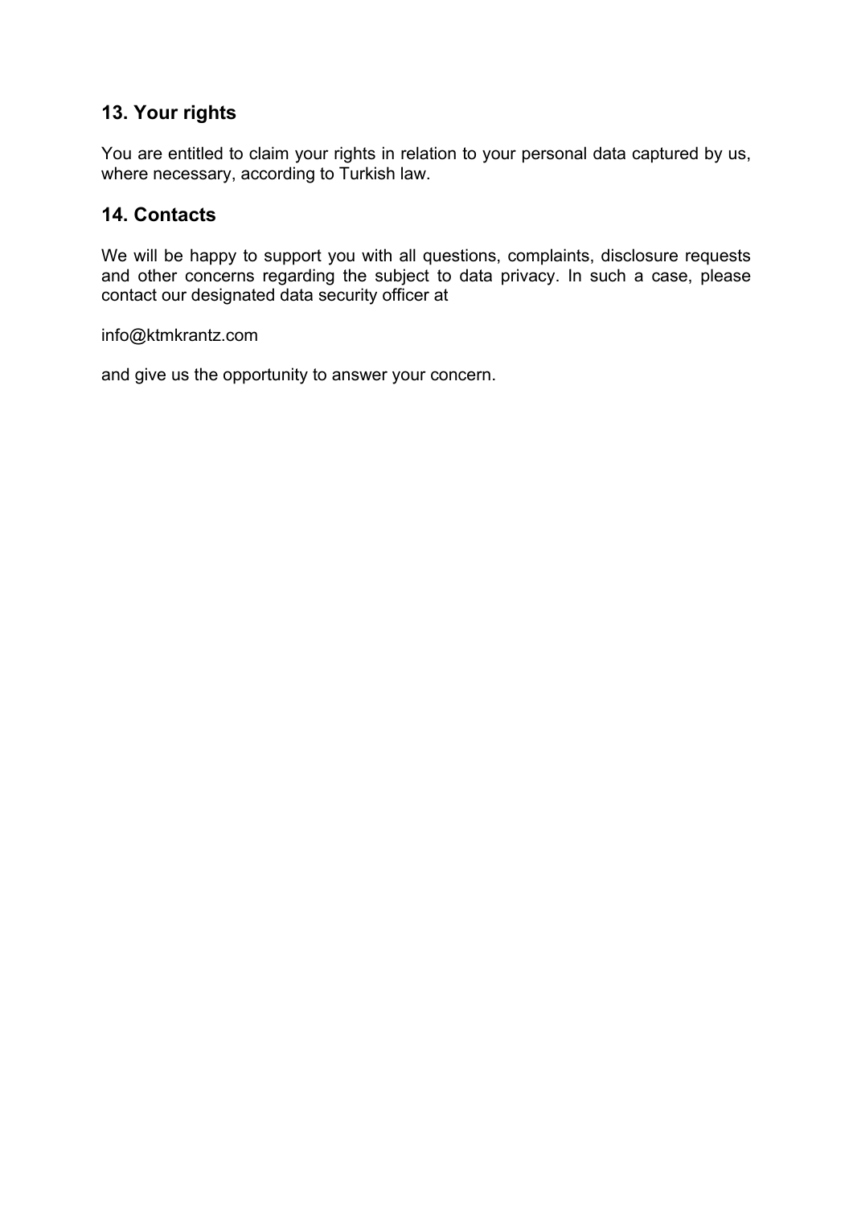## 13. Your rights

You are entitled to claim your rights in relation to your personal data captured by us, where necessary, according to Turkish law.

## 14. Contacts

We will be happy to support you with all questions, complaints, disclosure requests and other concerns regarding the subject to data privacy. In such a case, please contact our designated data security officer at

info@ktmkrantz.com

and give us the opportunity to answer your concern.